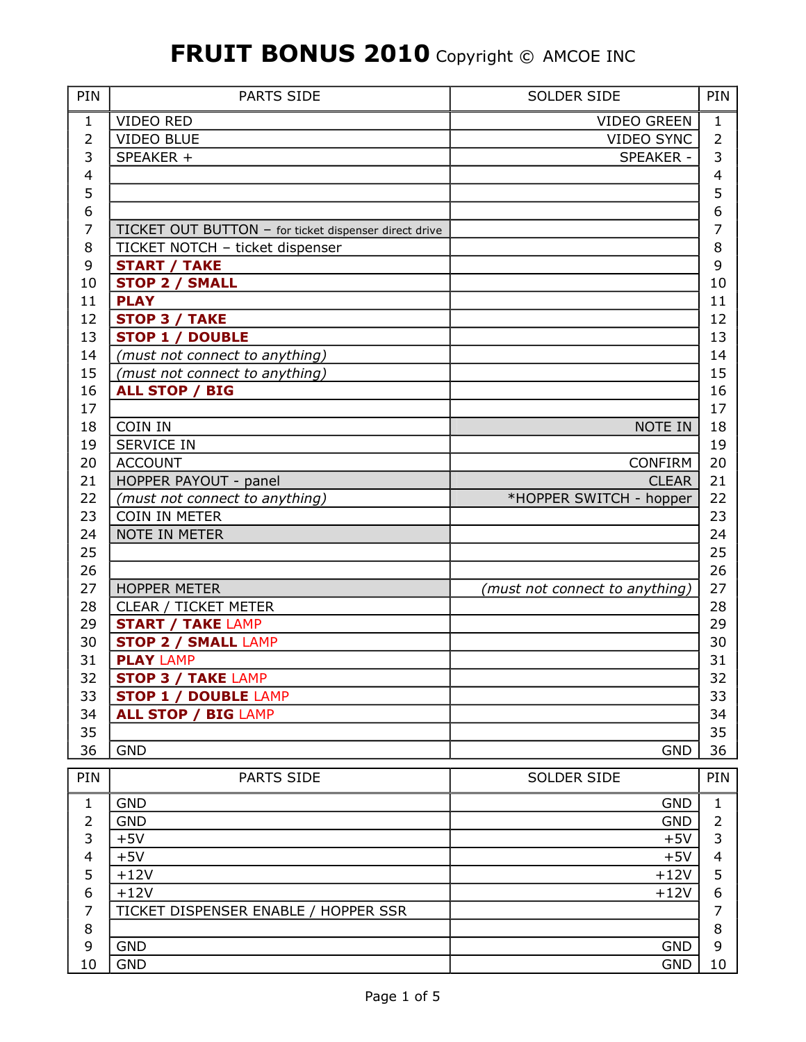# FRUIT BONUS 2010 Copyright © AMCOE INC

| PIN | PARTS SIDE | SOLDER SIDE | PIN |
|---|---|---|---|
| 1 | VIDEO RED | VIDEO GREEN | 1 |
| 2 | VIDEO BLUE | VIDEO SYNC | 2 |
| 3 | SPEAKER + | SPEAKER - | 3 |
| 4 | | | 4 |
| 5 | | | 5 |
| 6 | | | 6 |
| 7 | TICKET OUT BUTTON – for ticket dispenser direct drive | | 7 |
| 8 | TICKET NOTCH – ticket dispenser | | 8 |
| 9 | **START / TAKE** | | 9 |
| 10 | **STOP 2 / SMALL** | | 10 |
| 11 | **PLAY** | | 11 |
| 12 | **STOP 3 / TAKE** | | 12 |
| 13 | **STOP 1 / DOUBLE** | | 13 |
| 14 | *(must not connect to anything)* | | 14 |
| 15 | *(must not connect to anything)* | | 15 |
| 16 | **ALL STOP / BIG** | | 16 |
| 17 | | | 17 |
| 18 | COIN IN | NOTE IN | 18 |
| 19 | SERVICE IN | | 19 |
| 20 | ACCOUNT | CONFIRM | 20 |
| 21 | HOPPER PAYOUT - panel | CLEAR | 21 |
| 22 | *(must not connect to anything)* | *HOPPER SWITCH - hopper | 22 |
| 23 | COIN IN METER | | 23 |
| 24 | NOTE IN METER | | 24 |
| 25 | | | 25 |
| 26 | | | 26 |
| 27 | HOPPER METER | *(must not connect to anything)* | 27 |
| 28 | CLEAR / TICKET METER | | 28 |
| 29 | **START / TAKE** LAMP | | 29 |
| 30 | **STOP 2 / SMALL** LAMP | | 30 |
| 31 | **PLAY** LAMP | | 31 |
| 32 | **STOP 3 / TAKE** LAMP | | 32 |
| 33 | **STOP 1 / DOUBLE** LAMP | | 33 |
| 34 | **ALL STOP / BIG** LAMP | | 34 |
| 35 | | | 35 |
| 36 | GND | GND | 36 |

| PIN | PARTS SIDE | SOLDER SIDE | PIN |
|---|---|---|---|
| 1 | GND | GND | 1 |
| 2 | GND | GND | 2 |
| 3 | +5V | +5V | 3 |
| 4 | +5V | +5V | 4 |
| 5 | +12V | +12V | 5 |
| 6 | +12V | +12V | 6 |
| 7 | TICKET DISPENSER ENABLE / HOPPER SSR | | 7 |
| 8 | | | 8 |
| 9 | GND | GND | 9 |
| 10 | GND | GND | 10 |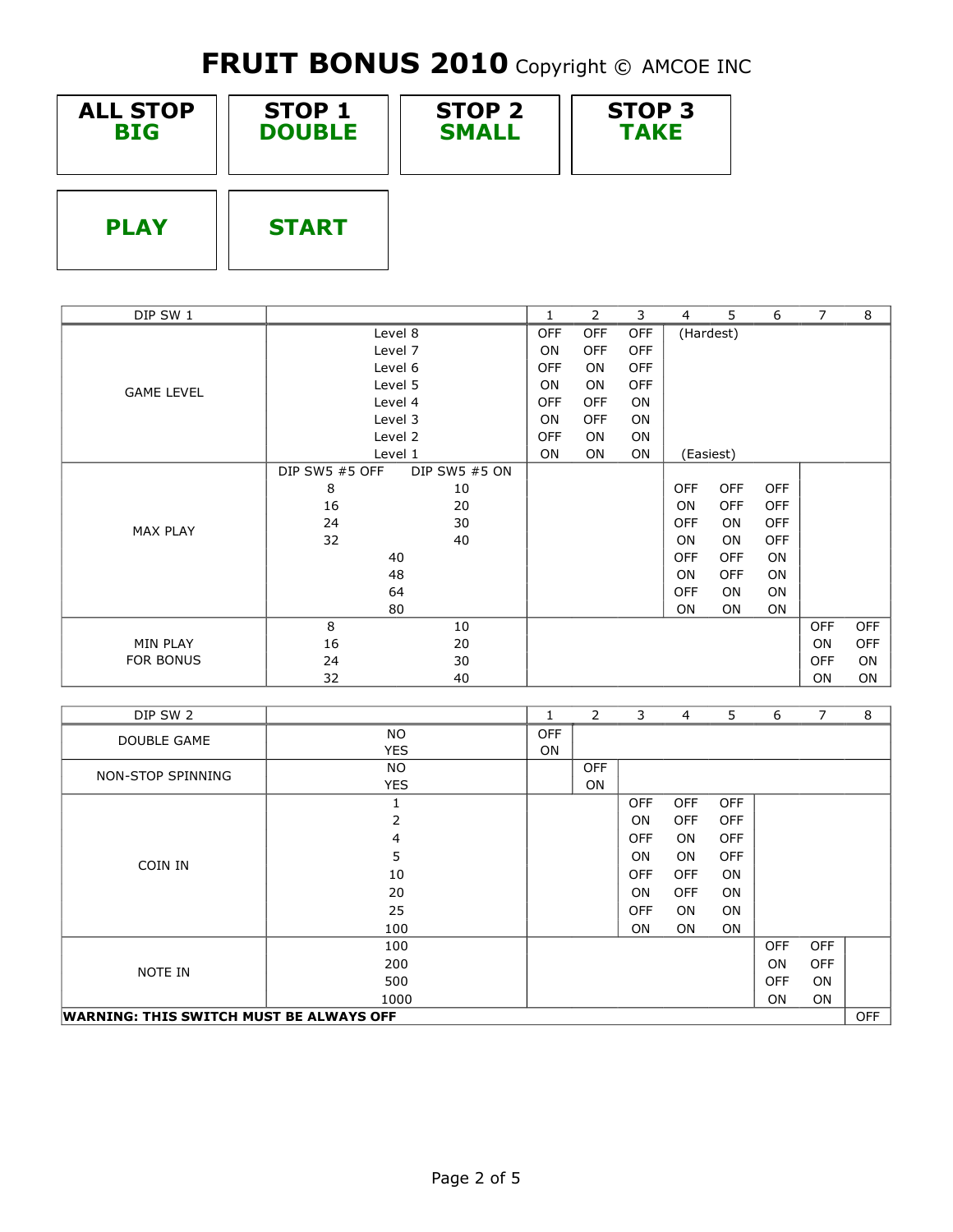# FRUIT BONUS 2010 Copyright © AMCOE INC

| ALL STOP **BIG** | STOP 1 **DOUBLE** | STOP 2 **SMALL** | STOP 3 **TAKE** |
|---|---|---|---|
| **PLAY** | **START** | | |

| DIP SW 1 | | | 1 | 2 | 3 | 4 | 5 | 6 | 7 | 8 |
|---|---|---|---|---|---|---|---|---|---|---|
| GAME LEVEL | Level 8 | | OFF | OFF | OFF | (Hardest) | | | | |
| | Level 7 | | ON | OFF | OFF | | | | | |
| | Level 6 | | OFF | ON | OFF | | | | | |
| | Level 5 | | ON | ON | OFF | | | | | |
| | Level 4 | | OFF | OFF | ON | | | | | |
| | Level 3 | | ON | OFF | ON | | | | | |
| | Level 2 | | OFF | ON | ON | | | | | |
| | Level 1 | | ON | ON | ON | (Easiest) | | | | |
| MAX PLAY | DIP SW5 #5 OFF | DIP SW5 #5 ON | | | | | | | | |
| | 8 | 10 | | | | OFF | OFF | OFF | | |
| | 16 | 20 | | | | ON | OFF | OFF | | |
| | 24 | 30 | | | | OFF | ON | OFF | | |
| | 32 | 40 | | | | ON | ON | OFF | | |
| | 40 | | | | | OFF | OFF | ON | | |
| | 48 | | | | | ON | OFF | ON | | |
| | 64 | | | | | OFF | ON | ON | | |
| | 80 | | | | | ON | ON | ON | | |
| MIN PLAY FOR BONUS | 8 | 10 | | | | | | | OFF | OFF |
| | 16 | 20 | | | | | | | ON | OFF |
| | 24 | 30 | | | | | | | OFF | ON |
| | 32 | 40 | | | | | | | ON | ON |

| DIP SW 2 | | 1 | 2 | 3 | 4 | 5 | 6 | 7 | 8 |
|---|---|---|---|---|---|---|---|---|---|
| DOUBLE GAME | NO | OFF | | | | | | | |
| | YES | ON | | | | | | | |
| NON-STOP SPINNING | NO | | OFF | | | | | | |
| | YES | | ON | | | | | | |
| COIN IN | 1 | | | OFF | OFF | OFF | | | |
| | 2 | | | ON | OFF | OFF | | | |
| | 4 | | | OFF | ON | OFF | | | |
| | 5 | | | ON | ON | OFF | | | |
| | 10 | | | OFF | OFF | ON | | | |
| | 20 | | | ON | OFF | ON | | | |
| | 25 | | | OFF | ON | ON | | | |
| | 100 | | | ON | ON | ON | | | |
| NOTE IN | 100 | | | | | | OFF | OFF | |
| | 200 | | | | | | ON | OFF | |
| | 500 | | | | | | OFF | ON | |
| | 1000 | | | | | | ON | ON | |
| **WARNING: THIS SWITCH MUST BE ALWAYS OFF** | | | | | | | | | OFF |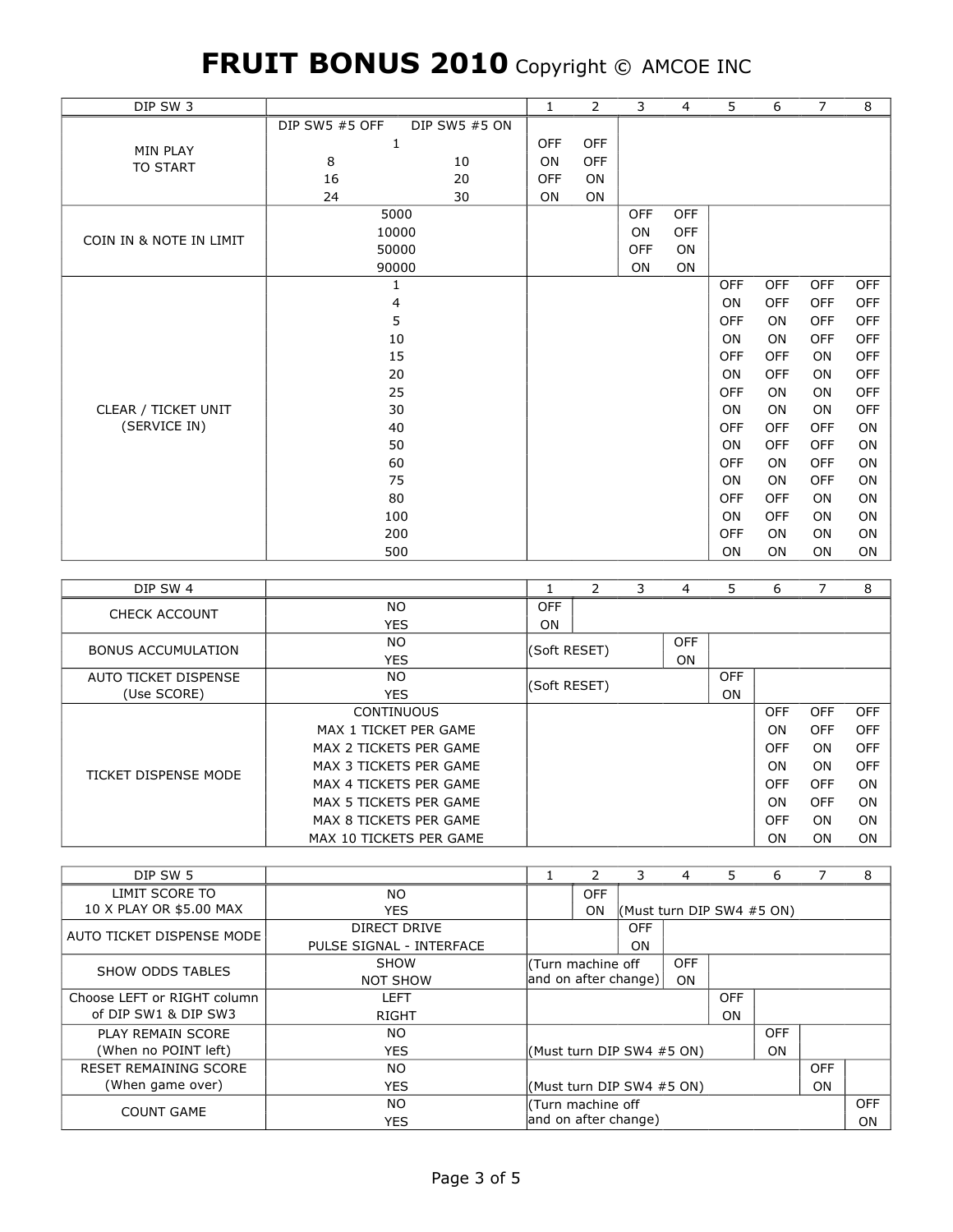# FRUIT BONUS 2010 Copyright © AMCOE INC

| DIP SW 3 | | 1 | 2 | 3 | 4 | 5 | 6 | 7 | 8 |
|---|---|---|---|---|---|---|---|---|---|
| | DIP SW5 #5 OFF / DIP SW5 #5 ON | | | | | | | | |
| MIN PLAY TO START | 1 | OFF | OFF | | | | | | |
| | 8 / 10 | ON | OFF | | | | | | |
| | 16 / 20 | OFF | ON | | | | | | |
| | 24 / 30 | ON | ON | | | | | | |
| COIN IN & NOTE IN LIMIT | 5000 | | | OFF | OFF | | | | |
| | 10000 | | | ON | OFF | | | | |
| | 50000 | | | OFF | ON | | | | |
| | 90000 | | | ON | ON | | | | |
| CLEAR / TICKET UNIT (SERVICE IN) | 1 | | | | | OFF | OFF | OFF | OFF |
| | 4 | | | | | ON | OFF | OFF | OFF |
| | 5 | | | | | OFF | ON | OFF | OFF |
| | 10 | | | | | ON | ON | OFF | OFF |
| | 15 | | | | | OFF | OFF | ON | OFF |
| | 20 | | | | | ON | OFF | ON | OFF |
| | 25 | | | | | OFF | ON | ON | OFF |
| | 30 | | | | | ON | ON | ON | OFF |
| | 40 | | | | | OFF | OFF | OFF | ON |
| | 50 | | | | | ON | OFF | OFF | ON |
| | 60 | | | | | OFF | ON | OFF | ON |
| | 75 | | | | | ON | ON | OFF | ON |
| | 80 | | | | | OFF | OFF | ON | ON |
| | 100 | | | | | ON | OFF | ON | ON |
| | 200 | | | | | OFF | ON | ON | ON |
| | 500 | | | | | ON | ON | ON | ON |

| DIP SW 4 | | 1 | 2 | 3 | 4 | 5 | 6 | 7 | 8 |
|---|---|---|---|---|---|---|---|---|---|
| CHECK ACCOUNT | NO | OFF | | | | | | | |
| | YES | ON | | | | | | | |
| BONUS ACCUMULATION | NO | (Soft RESET) | | | OFF | | | | |
| | YES | | | | ON | | | | |
| AUTO TICKET DISPENSE (Use SCORE) | NO | (Soft RESET) | | | | OFF | | | |
| | YES | | | | | ON | | | |
| TICKET DISPENSE MODE | CONTINUOUS | | | | | | OFF | OFF | OFF |
| | MAX 1 TICKET PER GAME | | | | | | ON | OFF | OFF |
| | MAX 2 TICKETS PER GAME | | | | | | OFF | ON | OFF |
| | MAX 3 TICKETS PER GAME | | | | | | ON | ON | OFF |
| | MAX 4 TICKETS PER GAME | | | | | | OFF | OFF | ON |
| | MAX 5 TICKETS PER GAME | | | | | | ON | OFF | ON |
| | MAX 8 TICKETS PER GAME | | | | | | OFF | ON | ON |
| | MAX 10 TICKETS PER GAME | | | | | | ON | ON | ON |

| DIP SW 5 | | 1 | 2 | 3 | 4 | 5 | 6 | 7 | 8 |
|---|---|---|---|---|---|---|---|---|---|
| LIMIT SCORE TO 10 X PLAY OR $5.00 MAX | NO | | OFF | | | | | | |
| | YES | | ON | (Must turn DIP SW4 #5 ON) | | | | | |
| AUTO TICKET DISPENSE MODE | DIRECT DRIVE | | | OFF | | | | | |
| | PULSE SIGNAL - INTERFACE | | | ON | | | | | |
| SHOW ODDS TABLES | SHOW | (Turn machine off and on after change) | | | OFF | | | | |
| | NOT SHOW | | | | ON | | | | |
| Choose LEFT or RIGHT column of DIP SW1 & DIP SW3 | LEFT | | | | | OFF | | | |
| | RIGHT | | | | | ON | | | |
| PLAY REMAIN SCORE (When no POINT left) | NO | | | | | | OFF | | |
| | YES | (Must turn DIP SW4 #5 ON) | | | | | ON | | |
| RESET REMAINING SCORE (When game over) | NO | | | | | | | OFF | |
| | YES | (Must turn DIP SW4 #5 ON) | | | | | | ON | |
| COUNT GAME | NO | (Turn machine off and on after change) | | | | | | | OFF |
| | YES | | | | | | | | ON |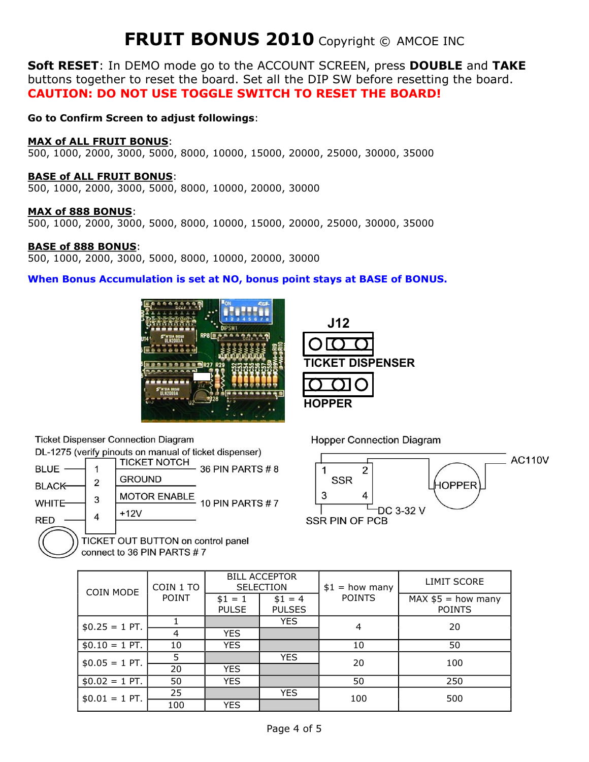# FRUIT BONUS 2010 Copyright © AMCOE INC

**Soft RESET**: In DEMO mode go to the ACCOUNT SCREEN, press **DOUBLE** and **TAKE** buttons together to reset the board. Set all the DIP SW before resetting the board.
**CAUTION: DO NOT USE TOGGLE SWITCH TO RESET THE BOARD!**

**Go to Confirm Screen to adjust followings**:

**MAX of ALL FRUIT BONUS**:
500, 1000, 2000, 3000, 5000, 8000, 10000, 15000, 20000, 25000, 30000, 35000

**BASE of ALL FRUIT BONUS**:
500, 1000, 2000, 3000, 5000, 8000, 10000, 20000, 30000

**MAX of 888 BONUS**:
500, 1000, 2000, 3000, 5000, 8000, 10000, 15000, 20000, 25000, 30000, 35000

**BASE of 888 BONUS**:
500, 1000, 2000, 3000, 5000, 8000, 10000, 20000, 30000

**When Bonus Accumulation is set at NO, bonus point stays at BASE of BONUS.**

J12

TICKET DISPENSER

HOPPER

Ticket Dispenser Connection Diagram
DL-1275 (verify pinouts on manual of ticket dispenser)

| Wire | Pin | Function | |
|---|---|---|---|
| BLUE | 1 | TICKET NOTCH | 36 PIN PARTS # 8 |
| BLACK | 2 | GROUND | |
| WHITE | 3 | MOTOR ENABLE | 10 PIN PARTS # 7 |
| RED | 4 | +12V | |

TICKET OUT BUTTON on control panel connect to 36 PIN PARTS # 7

Hopper Connection Diagram

SSR 1, 2, 3, 4 — HOPPER — AC110V — DC 3-32 V — SSR PIN OF PCB

| COIN MODE | COIN 1 TO POINT | BILL ACCEPTOR SELECTION | | $1 = how many POINTS | LIMIT SCORE |
|---|---|---|---|---|---|
| | | $1 = 1 PULSE | $1 = 4 PULSES | | MAX $5 = how many POINTS |
| $0.25 = 1 PT. | 1 | | YES | 4 | 20 |
| | 4 | YES | | | |
| $0.10 = 1 PT. | 10 | YES | | 10 | 50 |
| $0.05 = 1 PT. | 5 | | YES | 20 | 100 |
| | 20 | YES | | | |
| $0.02 = 1 PT. | 50 | YES | | 50 | 250 |
| $0.01 = 1 PT. | 25 | | YES | 100 | 500 |
| | 100 | YES | | | |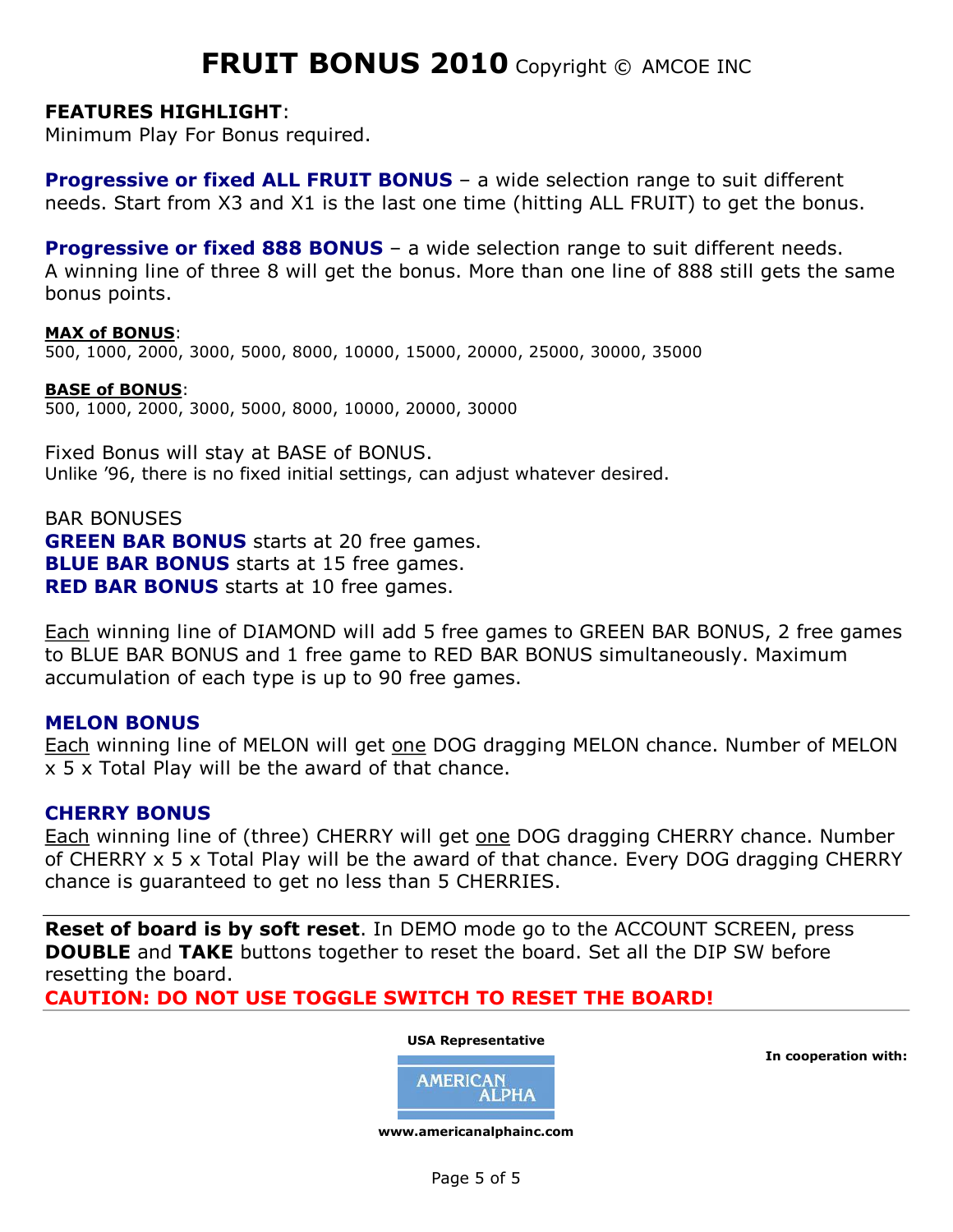# FRUIT BONUS 2010 Copyright © AMCOE INC

**FEATURES HIGHLIGHT**:
Minimum Play For Bonus required.

**Progressive or fixed ALL FRUIT BONUS** – a wide selection range to suit different needs. Start from X3 and X1 is the last one time (hitting ALL FRUIT) to get the bonus.

**Progressive or fixed 888 BONUS** – a wide selection range to suit different needs. A winning line of three 8 will get the bonus. More than one line of 888 still gets the same bonus points.

**MAX of BONUS**:
500, 1000, 2000, 3000, 5000, 8000, 10000, 15000, 20000, 25000, 30000, 35000

**BASE of BONUS**:
500, 1000, 2000, 3000, 5000, 8000, 10000, 20000, 30000

Fixed Bonus will stay at BASE of BONUS.
Unlike '96, there is no fixed initial settings, can adjust whatever desired.

BAR BONUSES
**GREEN BAR BONUS** starts at 20 free games.
**BLUE BAR BONUS** starts at 15 free games.
**RED BAR BONUS** starts at 10 free games.

Each winning line of DIAMOND will add 5 free games to GREEN BAR BONUS, 2 free games to BLUE BAR BONUS and 1 free game to RED BAR BONUS simultaneously. Maximum accumulation of each type is up to 90 free games.

### MELON BONUS
Each winning line of MELON will get one DOG dragging MELON chance. Number of MELON x 5 x Total Play will be the award of that chance.

### CHERRY BONUS
Each winning line of (three) CHERRY will get one DOG dragging CHERRY chance. Number of CHERRY x 5 x Total Play will be the award of that chance. Every DOG dragging CHERRY chance is guaranteed to get no less than 5 CHERRIES.

---

**Reset of board is by soft reset**. In DEMO mode go to the ACCOUNT SCREEN, press **DOUBLE** and **TAKE** buttons together to reset the board. Set all the DIP SW before resetting the board.
**CAUTION: DO NOT USE TOGGLE SWITCH TO RESET THE BOARD!**

**USA Representative**

AMERICAN ALPHA

**www.americanalphainc.com**

**In cooperation with:**